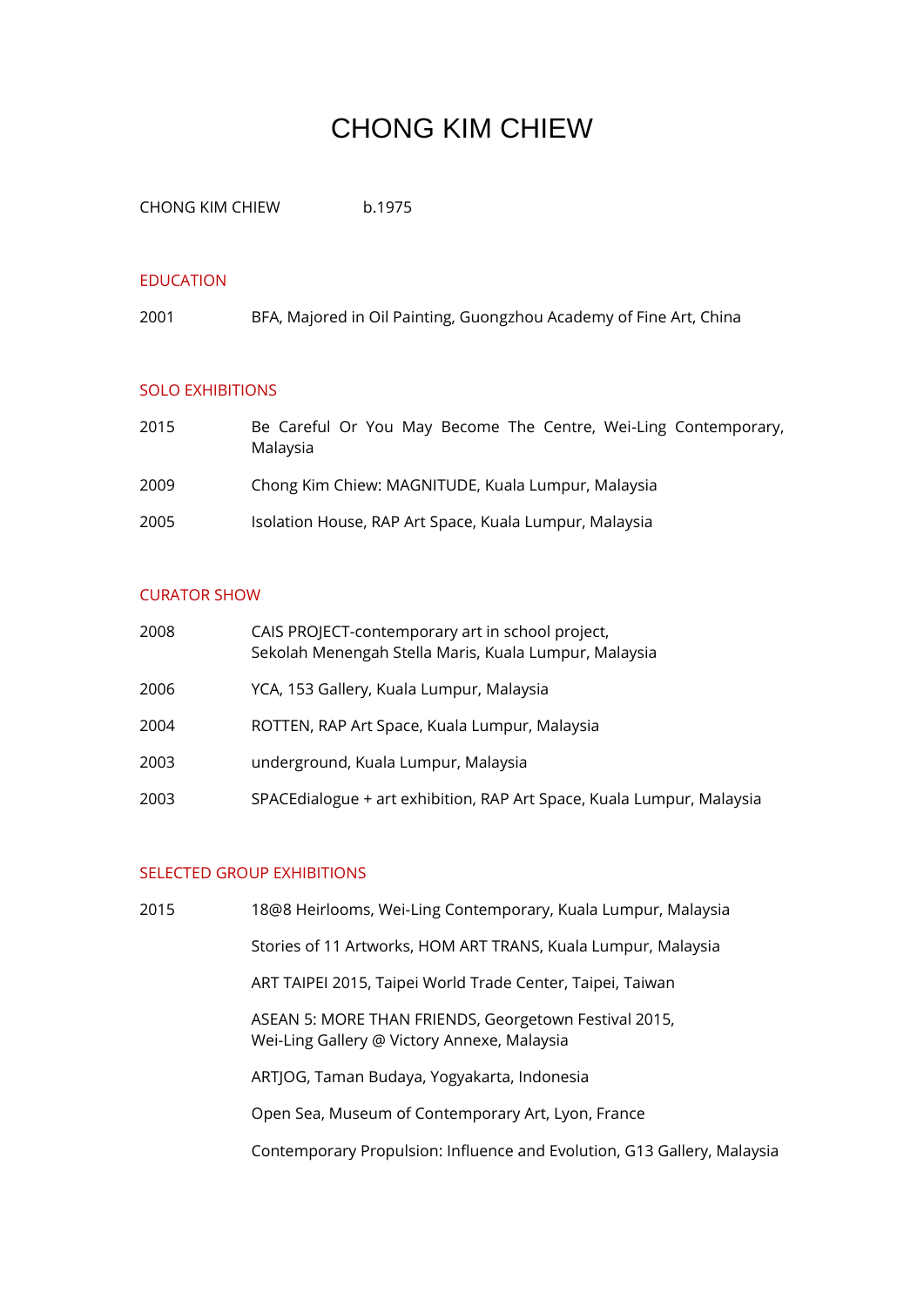# CHONG KIM CHIEW

CHONG KIM CHIEW b.1975

## EDUCATION

2001 BFA, Majored in Oil Painting, Guongzhou Academy of Fine Art, China

## SOLO EXHIBITIONS

2015 Be Careful Or You May Become The Centre, Wei-Ling Contemporary, Malaysia

2009 Chong Kim Chiew: MAGNITUDE, Kuala Lumpur, Malaysia

2005 Isolation House, RAP Art Space, Kuala Lumpur, Malaysia

## CURATOR SHOW

2008 CAIS PROJECT-contemporary art in school project,
Sekolah Menengah Stella Maris, Kuala Lumpur, Malaysia

2006 YCA, 153 Gallery, Kuala Lumpur, Malaysia

2004 ROTTEN, RAP Art Space, Kuala Lumpur, Malaysia

2003 underground, Kuala Lumpur, Malaysia

2003 SPACEdialogue + art exhibition, RAP Art Space, Kuala Lumpur, Malaysia

## SELECTED GROUP EXHIBITIONS

2015 18@8 Heirlooms, Wei-Ling Contemporary, Kuala Lumpur, Malaysia

Stories of 11 Artworks, HOM ART TRANS, Kuala Lumpur, Malaysia

ART TAIPEI 2015, Taipei World Trade Center, Taipei, Taiwan

ASEAN 5: MORE THAN FRIENDS, Georgetown Festival 2015,
Wei-Ling Gallery @ Victory Annexe, Malaysia

ARTJOG, Taman Budaya, Yogyakarta, Indonesia

Open Sea, Museum of Contemporary Art, Lyon, France

Contemporary Propulsion: Influence and Evolution, G13 Gallery, Malaysia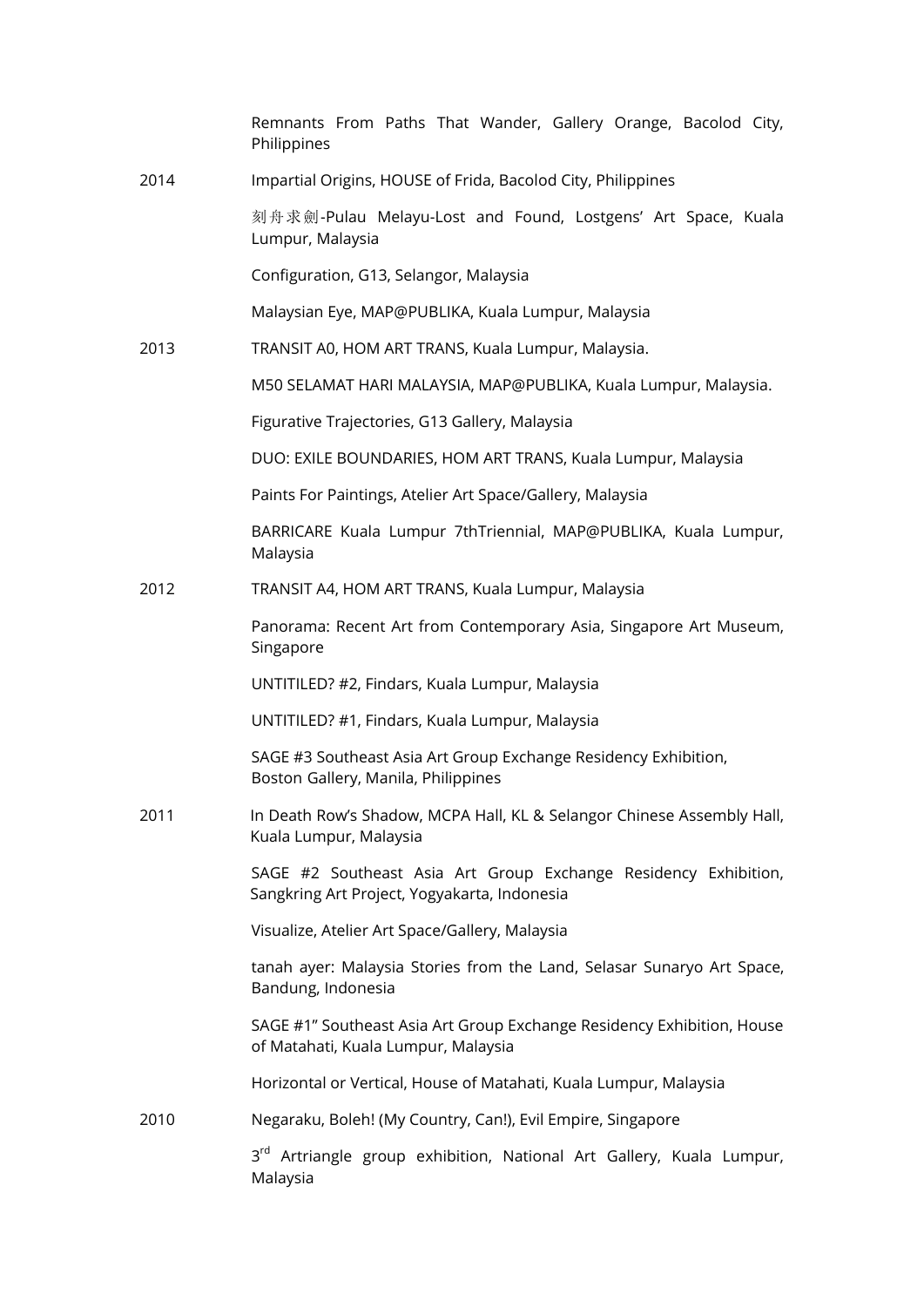| | |
|---|---|
| | Remnants From Paths That Wander, Gallery Orange, Bacolod City, Philippines |
| 2014 | Impartial Origins, HOUSE of Frida, Bacolod City, Philippines |
| | 刻舟求劍-Pulau Melayu-Lost and Found, Lostgens' Art Space, Kuala Lumpur, Malaysia |
| | Configuration, G13, Selangor, Malaysia |
| | Malaysian Eye, MAP@PUBLIKA, Kuala Lumpur, Malaysia |
| 2013 | TRANSIT A0, HOM ART TRANS, Kuala Lumpur, Malaysia. |
| | M50 SELAMAT HARI MALAYSIA, MAP@PUBLIKA, Kuala Lumpur, Malaysia. |
| | Figurative Trajectories, G13 Gallery, Malaysia |
| | DUO: EXILE BOUNDARIES, HOM ART TRANS, Kuala Lumpur, Malaysia |
| | Paints For Paintings, Atelier Art Space/Gallery, Malaysia |
| | BARRICARE Kuala Lumpur 7thTriennial, MAP@PUBLIKA, Kuala Lumpur, Malaysia |
| 2012 | TRANSIT A4, HOM ART TRANS, Kuala Lumpur, Malaysia |
| | Panorama: Recent Art from Contemporary Asia, Singapore Art Museum, Singapore |
| | UNTITILED? #2, Findars, Kuala Lumpur, Malaysia |
| | UNTITILED? #1, Findars, Kuala Lumpur, Malaysia |
| | SAGE #3 Southeast Asia Art Group Exchange Residency Exhibition, Boston Gallery, Manila, Philippines |
| 2011 | In Death Row's Shadow, MCPA Hall, KL & Selangor Chinese Assembly Hall, Kuala Lumpur, Malaysia |
| | SAGE #2 Southeast Asia Art Group Exchange Residency Exhibition, Sangkring Art Project, Yogyakarta, Indonesia |
| | Visualize, Atelier Art Space/Gallery, Malaysia |
| | tanah ayer: Malaysia Stories from the Land, Selasar Sunaryo Art Space, Bandung, Indonesia |
| | SAGE #1" Southeast Asia Art Group Exchange Residency Exhibition, House of Matahati, Kuala Lumpur, Malaysia |
| | Horizontal or Vertical, House of Matahati, Kuala Lumpur, Malaysia |
| 2010 | Negaraku, Boleh! (My Country, Can!), Evil Empire, Singapore |
| | 3rd Artriangle group exhibition, National Art Gallery, Kuala Lumpur, Malaysia |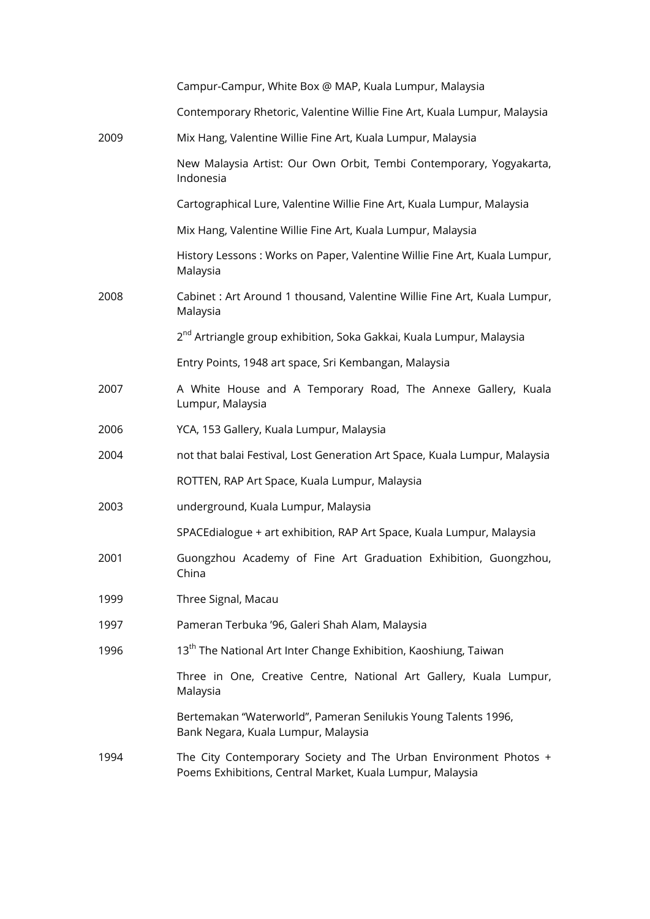| | |
|---|---|
| | Campur-Campur, White Box @ MAP, Kuala Lumpur, Malaysia |
| | Contemporary Rhetoric, Valentine Willie Fine Art, Kuala Lumpur, Malaysia |
| 2009 | Mix Hang, Valentine Willie Fine Art, Kuala Lumpur, Malaysia |
| | New Malaysia Artist: Our Own Orbit, Tembi Contemporary, Yogyakarta, Indonesia |
| | Cartographical Lure, Valentine Willie Fine Art, Kuala Lumpur, Malaysia |
| | Mix Hang, Valentine Willie Fine Art, Kuala Lumpur, Malaysia |
| | History Lessons : Works on Paper, Valentine Willie Fine Art, Kuala Lumpur, Malaysia |
| 2008 | Cabinet : Art Around 1 thousand, Valentine Willie Fine Art, Kuala Lumpur, Malaysia |
| | 2nd Artriangle group exhibition, Soka Gakkai, Kuala Lumpur, Malaysia |
| | Entry Points, 1948 art space, Sri Kembangan, Malaysia |
| 2007 | A White House and A Temporary Road, The Annexe Gallery, Kuala Lumpur, Malaysia |
| 2006 | YCA, 153 Gallery, Kuala Lumpur, Malaysia |
| 2004 | not that balai Festival, Lost Generation Art Space, Kuala Lumpur, Malaysia |
| | ROTTEN, RAP Art Space, Kuala Lumpur, Malaysia |
| 2003 | underground, Kuala Lumpur, Malaysia |
| | SPACEdialogue + art exhibition, RAP Art Space, Kuala Lumpur, Malaysia |
| 2001 | Guongzhou Academy of Fine Art Graduation Exhibition, Guongzhou, China |
| 1999 | Three Signal, Macau |
| 1997 | Pameran Terbuka '96, Galeri Shah Alam, Malaysia |
| 1996 | 13th The National Art Inter Change Exhibition, Kaoshiung, Taiwan |
| | Three in One, Creative Centre, National Art Gallery, Kuala Lumpur, Malaysia |
| | Bertemakan "Waterworld", Pameran Senilukis Young Talents 1996, Bank Negara, Kuala Lumpur, Malaysia |
| 1994 | The City Contemporary Society and The Urban Environment Photos + Poems Exhibitions, Central Market, Kuala Lumpur, Malaysia |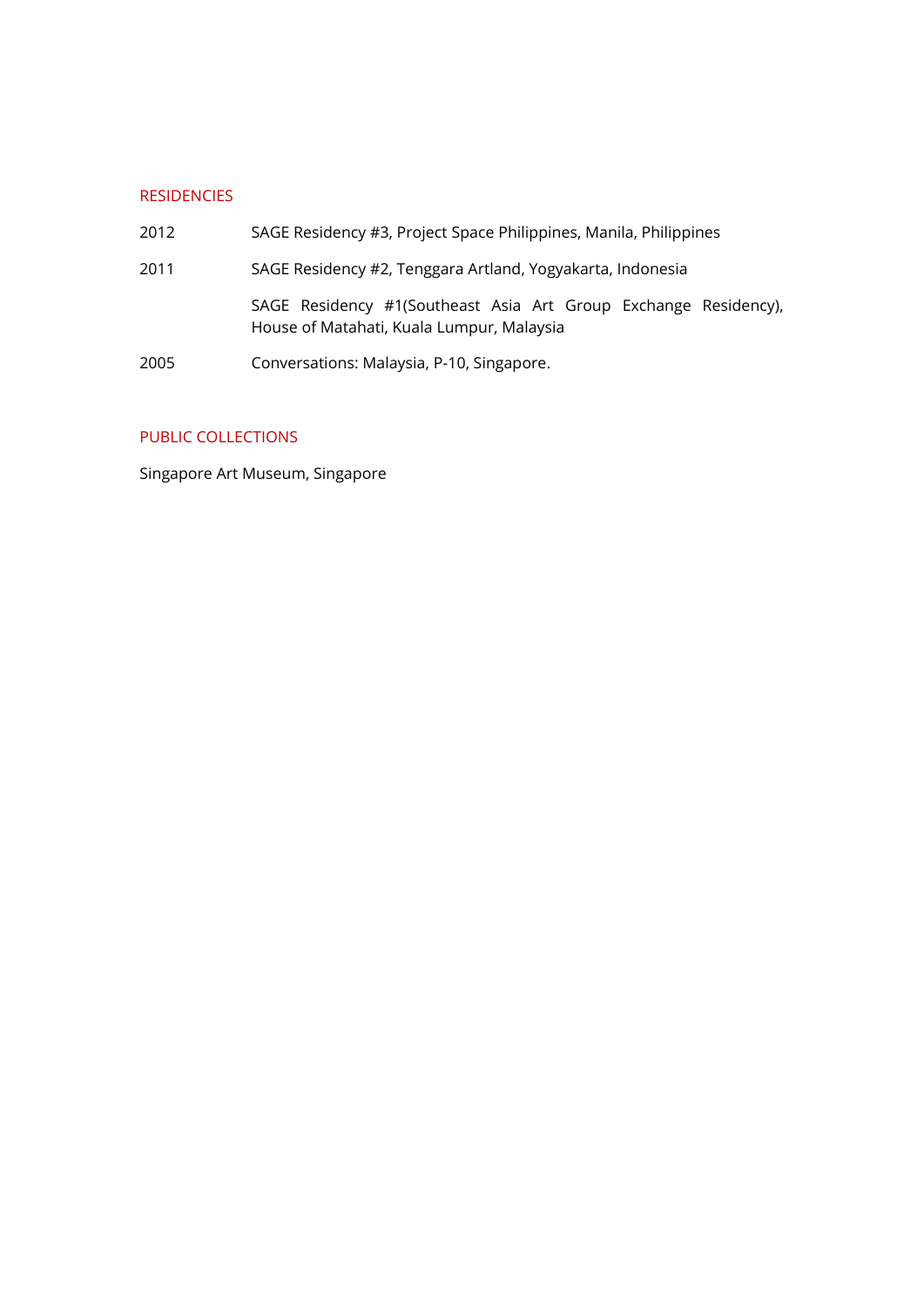## RESIDENCIES

| | |
|---|---|
| 2012 | SAGE Residency #3, Project Space Philippines, Manila, Philippines |
| 2011 | SAGE Residency #2, Tenggara Artland, Yogyakarta, Indonesia |
| | SAGE Residency #1(Southeast Asia Art Group Exchange Residency), House of Matahati, Kuala Lumpur, Malaysia |
| 2005 | Conversations: Malaysia, P-10, Singapore. |

## PUBLIC COLLECTIONS

Singapore Art Museum, Singapore